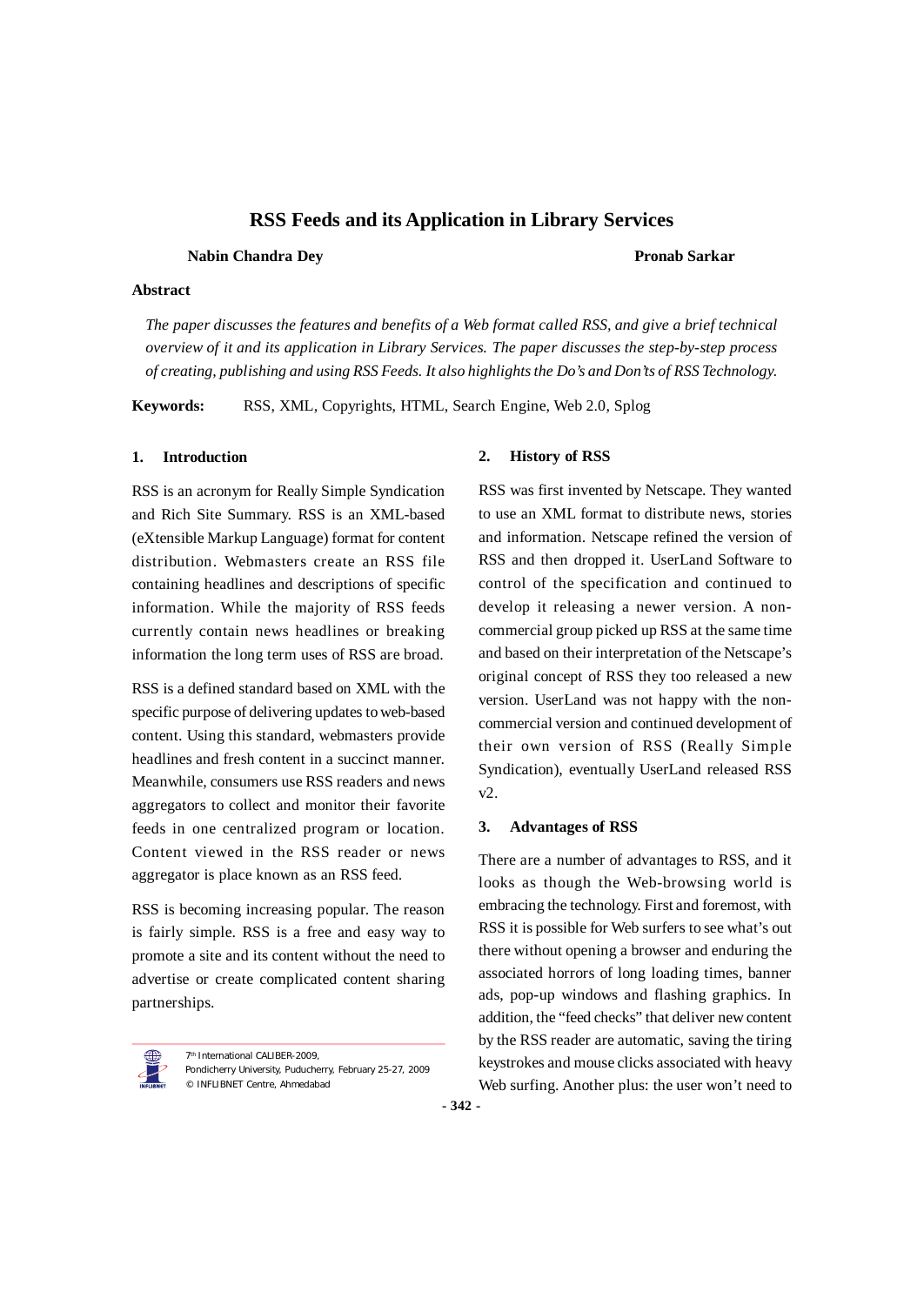# RSS Feeds and its Application in Library Services

**Nabin Chandra Dey** **Pronab Sarkar**

**Abstract**

*The paper discusses the features and benefits of a Web format called RSS, and give a brief technical overview of it and its application in Library Services. The paper discusses the step-by-step process of creating, publishing and using RSS Feeds. It also highlights the Do's and Don'ts of RSS Technology.*

**Keywords:** RSS, XML, Copyrights, HTML, Search Engine, Web 2.0, Splog

## 1. Introduction

RSS is an acronym for Really Simple Syndication and Rich Site Summary. RSS is an XML-based (eXtensible Markup Language) format for content distribution. Webmasters create an RSS file containing headlines and descriptions of specific information. While the majority of RSS feeds currently contain news headlines or breaking information the long term uses of RSS are broad.

RSS is a defined standard based on XML with the specific purpose of delivering updates to web-based content. Using this standard, webmasters provide headlines and fresh content in a succinct manner. Meanwhile, consumers use RSS readers and news aggregators to collect and monitor their favorite feeds in one centralized program or location. Content viewed in the RSS reader or news aggregator is place known as an RSS feed.

RSS is becoming increasing popular. The reason is fairly simple. RSS is a free and easy way to promote a site and its content without the need to advertise or create complicated content sharing partnerships.

7th International CALIBER-2009, Pondicherry University, Puducherry, February 25-27, 2009 © INFLIBNET Centre, Ahmedabad

## 2. History of RSS

RSS was first invented by Netscape. They wanted to use an XML format to distribute news, stories and information. Netscape refined the version of RSS and then dropped it. UserLand Software to control of the specification and continued to develop it releasing a newer version. A non-commercial group picked up RSS at the same time and based on their interpretation of the Netscape's original concept of RSS they too released a new version. UserLand was not happy with the non-commercial version and continued development of their own version of RSS (Really Simple Syndication), eventually UserLand released RSS v2.

## 3. Advantages of RSS

There are a number of advantages to RSS, and it looks as though the Web-browsing world is embracing the technology. First and foremost, with RSS it is possible for Web surfers to see what's out there without opening a browser and enduring the associated horrors of long loading times, banner ads, pop-up windows and flashing graphics. In addition, the "feed checks" that deliver new content by the RSS reader are automatic, saving the tiring keystrokes and mouse clicks associated with heavy Web surfing. Another plus: the user won't need to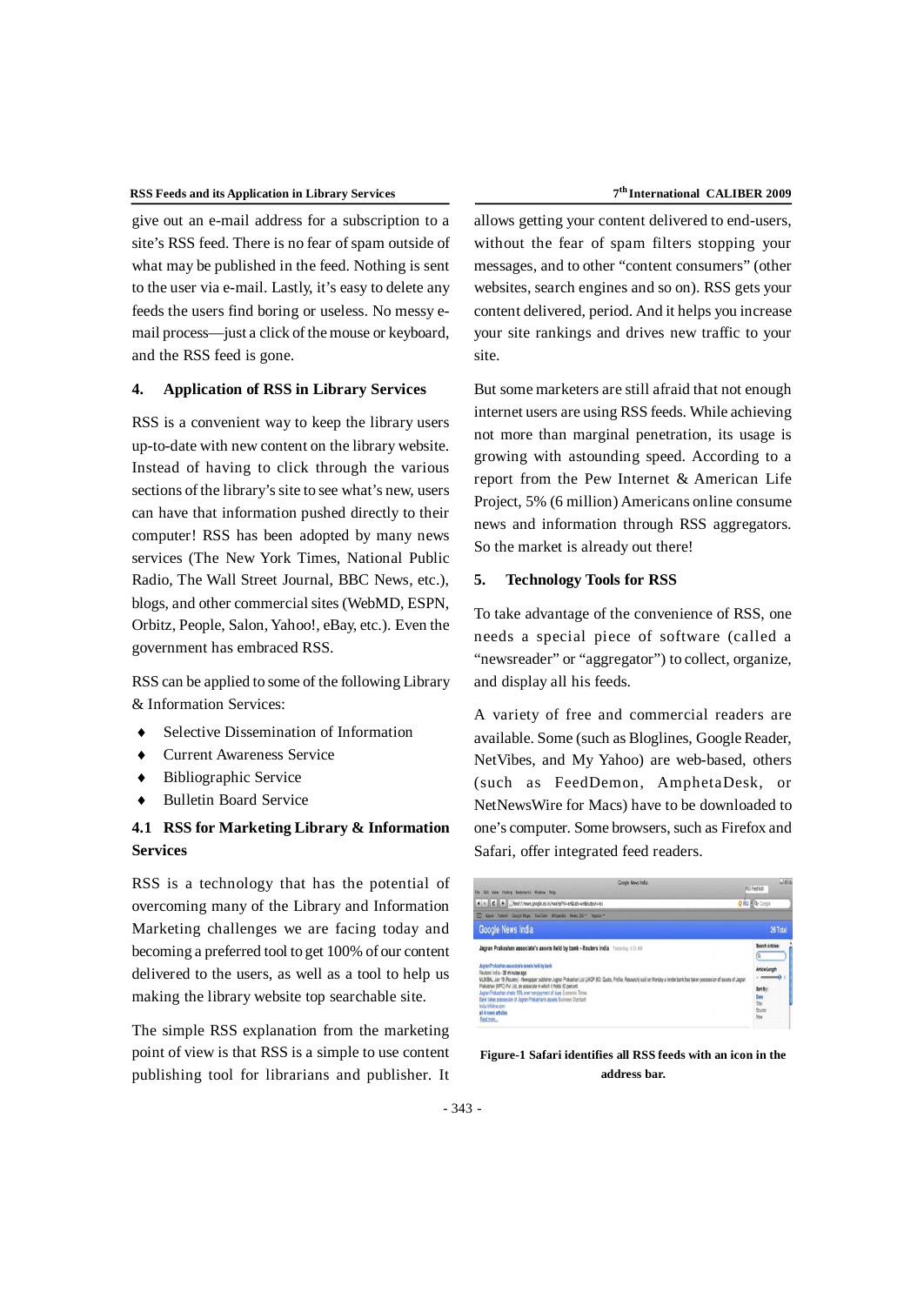give out an e-mail address for a subscription to a site's RSS feed. There is no fear of spam outside of what may be published in the feed. Nothing is sent to the user via e-mail. Lastly, it's easy to delete any feeds the users find boring or useless. No messy e-mail process—just a click of the mouse or keyboard, and the RSS feed is gone.

## 4. Application of RSS in Library Services

RSS is a convenient way to keep the library users up-to-date with new content on the library website. Instead of having to click through the various sections of the library's site to see what's new, users can have that information pushed directly to their computer! RSS has been adopted by many news services (The New York Times, National Public Radio, The Wall Street Journal, BBC News, etc.), blogs, and other commercial sites (WebMD, ESPN, Orbitz, People, Salon, Yahoo!, eBay, etc.). Even the government has embraced RSS.

RSS can be applied to some of the following Library & Information Services:

- Selective Dissemination of Information
- Current Awareness Service
- Bibliographic Service
- Bulletin Board Service

### 4.1 RSS for Marketing Library & Information Services

RSS is a technology that has the potential of overcoming many of the Library and Information Marketing challenges we are facing today and becoming a preferred tool to get 100% of our content delivered to the users, as well as a tool to help us making the library website top searchable site.

The simple RSS explanation from the marketing point of view is that RSS is a simple to use content publishing tool for librarians and publisher. It allows getting your content delivered to end-users, without the fear of spam filters stopping your messages, and to other "content consumers" (other websites, search engines and so on). RSS gets your content delivered, period. And it helps you increase your site rankings and drives new traffic to your site.

But some marketers are still afraid that not enough internet users are using RSS feeds. While achieving not more than marginal penetration, its usage is growing with astounding speed. According to a report from the Pew Internet & American Life Project, 5% (6 million) Americans online consume news and information through RSS aggregators. So the market is already out there!

## 5. Technology Tools for RSS

To take advantage of the convenience of RSS, one needs a special piece of software (called a "newsreader" or "aggregator") to collect, organize, and display all his feeds.

A variety of free and commercial readers are available. Some (such as Bloglines, Google Reader, NetVibes, and My Yahoo) are web-based, others (such as FeedDemon, AmphetaDesk, or NetNewsWire for Macs) have to be downloaded to one's computer. Some browsers, such as Firefox and Safari, offer integrated feed readers.

**Figure-1 Safari identifies all RSS feeds with an icon in the address bar.**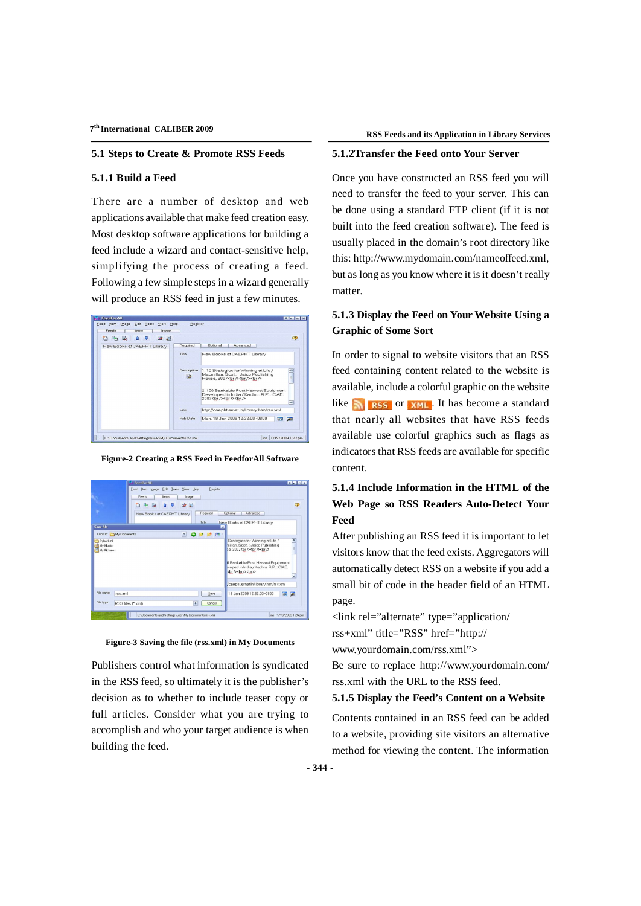## 5.1 Steps to Create & Promote RSS Feeds

### 5.1.1 Build a Feed

There are a number of desktop and web applications available that make feed creation easy. Most desktop software applications for building a feed include a wizard and contact-sensitive help, simplifying the process of creating a feed. Following a few simple steps in a wizard generally will produce an RSS feed in just a few minutes.

Figure-2 Creating a RSS Feed in FeedforAll Software

Figure-3 Saving the file (rss.xml) in My Documents

Publishers control what information is syndicated in the RSS feed, so ultimately it is the publisher's decision as to whether to include teaser copy or full articles. Consider what you are trying to accomplish and who your target audience is when building the feed.

### 5.1.2Transfer the Feed onto Your Server

Once you have constructed an RSS feed you will need to transfer the feed to your server. This can be done using a standard FTP client (if it is not built into the feed creation software). The feed is usually placed in the domain's root directory like this: http://www.mydomain.com/nameoffeed.xml, but as long as you know where it is it doesn't really matter.

### 5.1.3 Display the Feed on Your Website Using a Graphic of Some Sort

In order to signal to website visitors that an RSS feed containing content related to the website is available, include a colorful graphic on the website like RSS or XML. It has become a standard that nearly all websites that have RSS feeds available use colorful graphics such as flags as indicators that RSS feeds are available for specific content.

### 5.1.4 Include Information in the HTML of the Web Page so RSS Readers Auto-Detect Your Feed

After publishing an RSS feed it is important to let visitors know that the feed exists. Aggregators will automatically detect RSS on a website if you add a small bit of code in the header field of an HTML page.

<link rel="alternate" type="application/rss+xml" title="RSS" href="http://www.yourdomain.com/rss.xml">

Be sure to replace http://www.yourdomain.com/rss.xml with the URL to the RSS feed.

### 5.1.5 Display the Feed's Content on a Website

Contents contained in an RSS feed can be added to a website, providing site visitors an alternative method for viewing the content. The information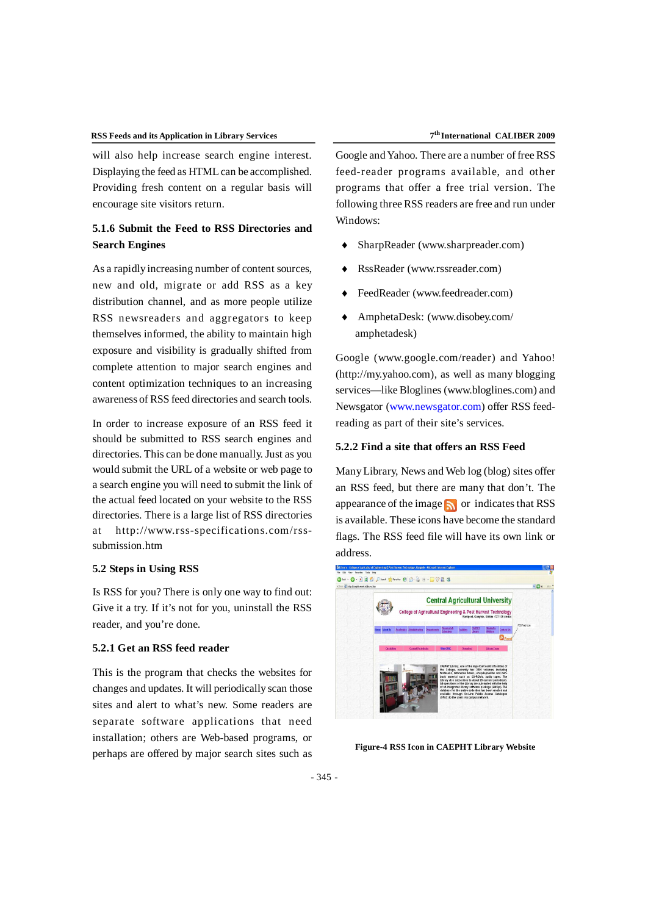will also help increase search engine interest. Displaying the feed as HTML can be accomplished. Providing fresh content on a regular basis will encourage site visitors return.

### 5.1.6 Submit the Feed to RSS Directories and Search Engines

As a rapidly increasing number of content sources, new and old, migrate or add RSS as a key distribution channel, and as more people utilize RSS newsreaders and aggregators to keep themselves informed, the ability to maintain high exposure and visibility is gradually shifted from complete attention to major search engines and content optimization techniques to an increasing awareness of RSS feed directories and search tools.

In order to increase exposure of an RSS feed it should be submitted to RSS search engines and directories. This can be done manually. Just as you would submit the URL of a website or web page to a search engine you will need to submit the link of the actual feed located on your website to the RSS directories. There is a large list of RSS directories at http://www.rss-specifications.com/rss-submission.htm

## 5.2 Steps in Using RSS

Is RSS for you? There is only one way to find out: Give it a try. If it's not for you, uninstall the RSS reader, and you're done.

### 5.2.1 Get an RSS feed reader

This is the program that checks the websites for changes and updates. It will periodically scan those sites and alert to what's new. Some readers are separate software applications that need installation; others are Web-based programs, or perhaps are offered by major search sites such as Google and Yahoo. There are a number of free RSS feed-reader programs available, and other programs that offer a free trial version. The following three RSS readers are free and run under Windows:

- SharpReader (www.sharpreader.com)
- RssReader (www.rssreader.com)
- FeedReader (www.feedreader.com)
- AmphetaDesk: (www.disobey.com/amphetadesk)

Google (www.google.com/reader) and Yahoo! (http://my.yahoo.com), as well as many blogging services—like Bloglines (www.bloglines.com) and Newsgator (www.newsgator.com) offer RSS feed-reading as part of their site's services.

### 5.2.2 Find a site that offers an RSS Feed

Many Library, News and Web log (blog) sites offer an RSS feed, but there are many that don't. The appearance of the image or indicates that RSS is available. These icons have become the standard flags. The RSS feed file will have its own link or address.

**Figure-4 RSS Icon in CAEPHT Library Website**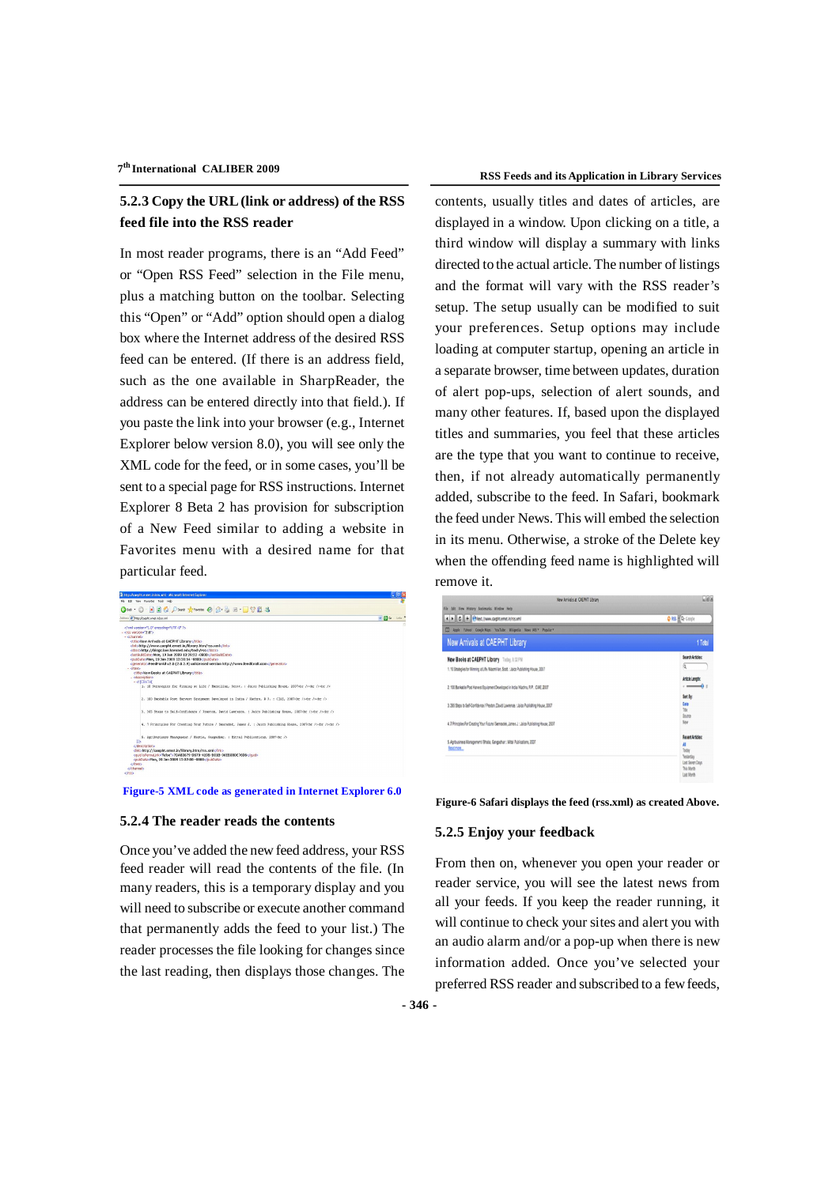### 5.2.3 Copy the URL (link or address) of the RSS feed file into the RSS reader

In most reader programs, there is an "Add Feed" or "Open RSS Feed" selection in the File menu, plus a matching button on the toolbar. Selecting this "Open" or "Add" option should open a dialog box where the Internet address of the desired RSS feed can be entered. (If there is an address field, such as the one available in SharpReader, the address can be entered directly into that field.). If you paste the link into your browser (e.g., Internet Explorer below version 8.0), you will see only the XML code for the feed, or in some cases, you'll be sent to a special page for RSS instructions. Internet Explorer 8 Beta 2 has provision for subscription of a New Feed similar to adding a website in Favorites menu with a desired name for that particular feed.

Figure-5 XML code as generated in Internet Explorer 6.0

### 5.2.4 The reader reads the contents

Once you've added the new feed address, your RSS feed reader will read the contents of the file. (In many readers, this is a temporary display and you will need to subscribe or execute another command that permanently adds the feed to your list.) The reader processes the file looking for changes since the last reading, then displays those changes. The contents, usually titles and dates of articles, are displayed in a window. Upon clicking on a title, a third window will display a summary with links directed to the actual article. The number of listings and the format will vary with the RSS reader's setup. The setup usually can be modified to suit your preferences. Setup options may include loading at computer startup, opening an article in a separate browser, time between updates, duration of alert pop-ups, selection of alert sounds, and many other features. If, based upon the displayed titles and summaries, you feel that these articles are the type that you want to continue to receive, then, if not already automatically permanently added, subscribe to the feed. In Safari, bookmark the feed under News. This will embed the selection in its menu. Otherwise, a stroke of the Delete key when the offending feed name is highlighted will remove it.

Figure-6 Safari displays the feed (rss.xml) as created Above.

### 5.2.5 Enjoy your feedback

From then on, whenever you open your reader or reader service, you will see the latest news from all your feeds. If you keep the reader running, it will continue to check your sites and alert you with an audio alarm and/or a pop-up when there is new information added. Once you've selected your preferred RSS reader and subscribed to a few feeds,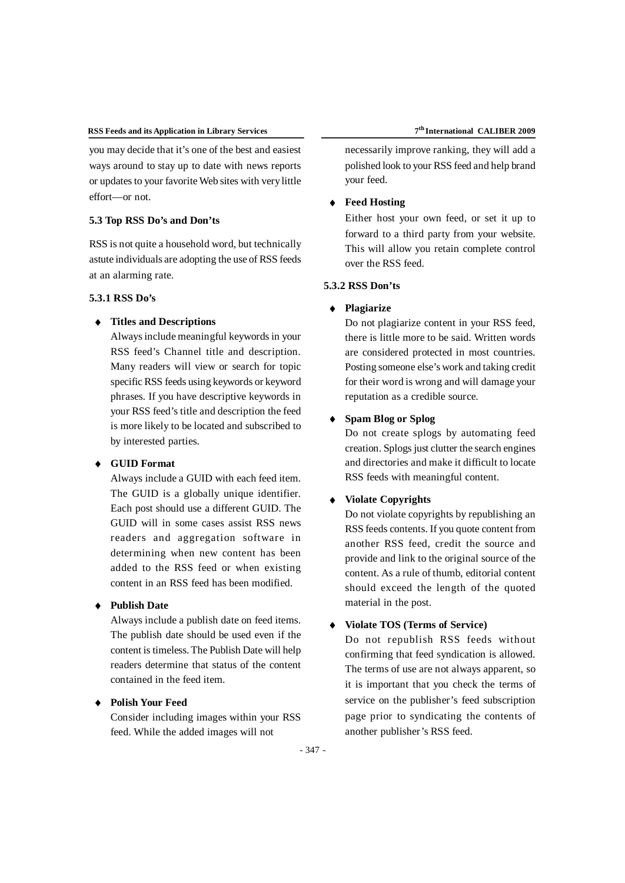you may decide that it's one of the best and easiest ways around to stay up to date with news reports or updates to your favorite Web sites with very little effort—or not.

### 5.3 Top RSS Do's and Don'ts

RSS is not quite a household word, but technically astute individuals are adopting the use of RSS feeds at an alarming rate.

#### 5.3.1 RSS Do's

- **Titles and Descriptions**
  Always include meaningful keywords in your RSS feed's Channel title and description. Many readers will view or search for topic specific RSS feeds using keywords or keyword phrases. If you have descriptive keywords in your RSS feed's title and description the feed is more likely to be located and subscribed to by interested parties.

- **GUID Format**
  Always include a GUID with each feed item. The GUID is a globally unique identifier. Each post should use a different GUID. The GUID will in some cases assist RSS news readers and aggregation software in determining when new content has been added to the RSS feed or when existing content in an RSS feed has been modified.

- **Publish Date**
  Always include a publish date on feed items. The publish date should be used even if the content is timeless. The Publish Date will help readers determine that status of the content contained in the feed item.

- **Polish Your Feed**
  Consider including images within your RSS feed. While the added images will not necessarily improve ranking, they will add a polished look to your RSS feed and help brand your feed.

- **Feed Hosting**
  Either host your own feed, or set it up to forward to a third party from your website. This will allow you retain complete control over the RSS feed.

#### 5.3.2 RSS Don'ts

- **Plagiarize**
  Do not plagiarize content in your RSS feed, there is little more to be said. Written words are considered protected in most countries. Posting someone else's work and taking credit for their word is wrong and will damage your reputation as a credible source.

- **Spam Blog or Splog**
  Do not create splogs by automating feed creation. Splogs just clutter the search engines and directories and make it difficult to locate RSS feeds with meaningful content.

- **Violate Copyrights**
  Do not violate copyrights by republishing an RSS feeds contents. If you quote content from another RSS feed, credit the source and provide and link to the original source of the content. As a rule of thumb, editorial content should exceed the length of the quoted material in the post.

- **Violate TOS (Terms of Service)**
  Do not republish RSS feeds without confirming that feed syndication is allowed. The terms of use are not always apparent, so it is important that you check the terms of service on the publisher's feed subscription page prior to syndicating the contents of another publisher's RSS feed.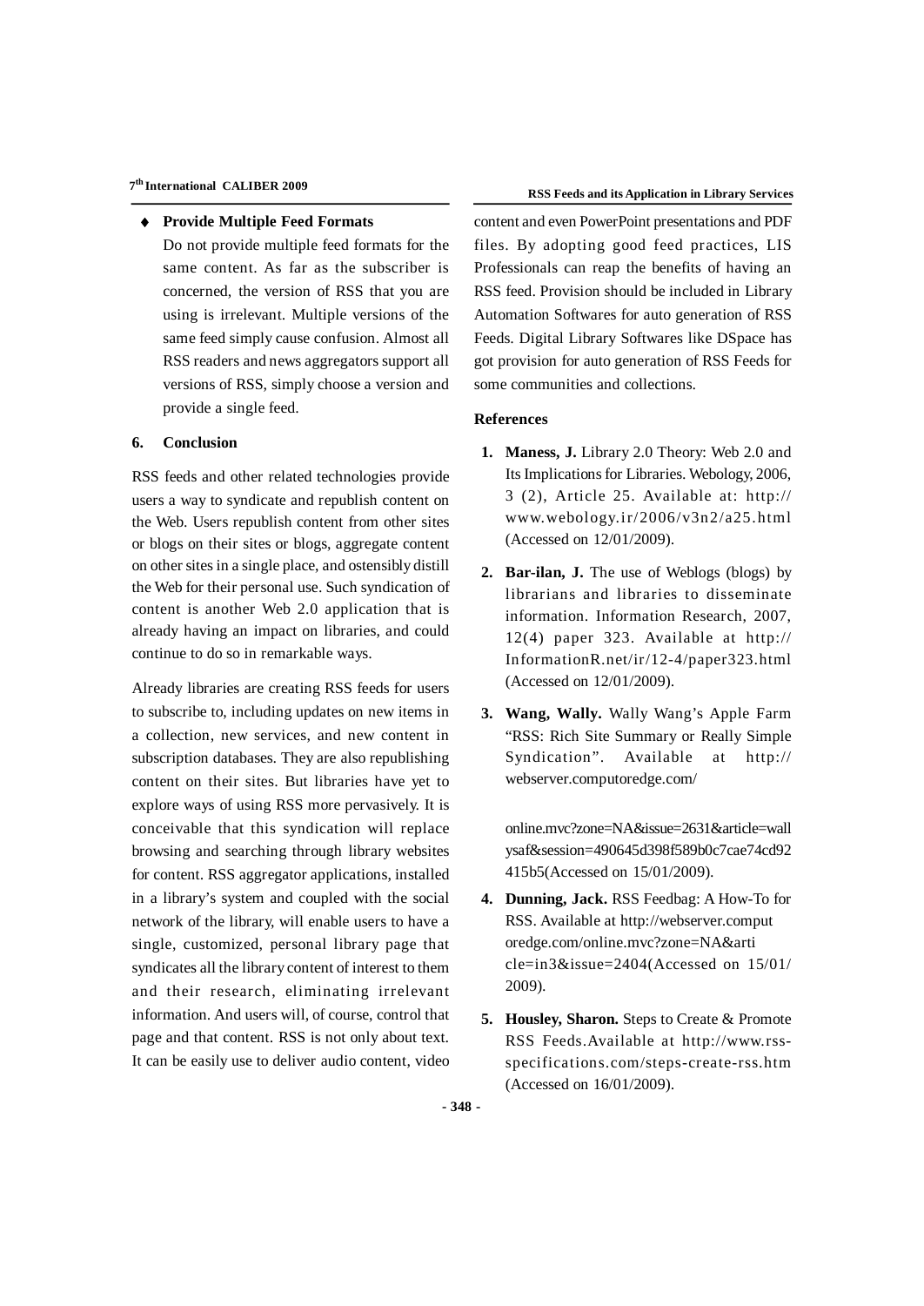- **Provide Multiple Feed Formats**

  Do not provide multiple feed formats for the same content. As far as the subscriber is concerned, the version of RSS that you are using is irrelevant. Multiple versions of the same feed simply cause confusion. Almost all RSS readers and news aggregators support all versions of RSS, simply choose a version and provide a single feed.

## 6. Conclusion

RSS feeds and other related technologies provide users a way to syndicate and republish content on the Web. Users republish content from other sites or blogs on their sites or blogs, aggregate content on other sites in a single place, and ostensibly distill the Web for their personal use. Such syndication of content is another Web 2.0 application that is already having an impact on libraries, and could continue to do so in remarkable ways.

Already libraries are creating RSS feeds for users to subscribe to, including updates on new items in a collection, new services, and new content in subscription databases. They are also republishing content on their sites. But libraries have yet to explore ways of using RSS more pervasively. It is conceivable that this syndication will replace browsing and searching through library websites for content. RSS aggregator applications, installed in a library's system and coupled with the social network of the library, will enable users to have a single, customized, personal library page that syndicates all the library content of interest to them and their research, eliminating irrelevant information. And users will, of course, control that page and that content. RSS is not only about text. It can be easily use to deliver audio content, video content and even PowerPoint presentations and PDF files. By adopting good feed practices, LIS Professionals can reap the benefits of having an RSS feed. Provision should be included in Library Automation Softwares for auto generation of RSS Feeds. Digital Library Softwares like DSpace has got provision for auto generation of RSS Feeds for some communities and collections.

## References

1. **Maness, J.** Library 2.0 Theory: Web 2.0 and Its Implications for Libraries. Webology, 2006, 3 (2), Article 25. Available at: http://www.webology.ir/2006/v3n2/a25.html (Accessed on 12/01/2009).

2. **Bar-ilan, J.** The use of Weblogs (blogs) by librarians and libraries to disseminate information. Information Research, 2007, 12(4) paper 323. Available at http://InformationR.net/ir/12-4/paper323.html (Accessed on 12/01/2009).

3. **Wang, Wally.** Wally Wang's Apple Farm "RSS: Rich Site Summary or Really Simple Syndication". Available at http://webserver.computoredge.com/online.mvc?zone=NA&issue=2631&article=wallysaf&session=490645d398f589b0c7cae74cd92415b5(Accessed on 15/01/2009).

4. **Dunning, Jack.** RSS Feedbag: A How-To for RSS. Available at http://webserver.computoredge.com/online.mvc?zone=NA&article=in3&issue=2404(Accessed on 15/01/2009).

5. **Housley, Sharon.** Steps to Create & Promote RSS Feeds.Available at http://www.rss-specifications.com/steps-create-rss.htm (Accessed on 16/01/2009).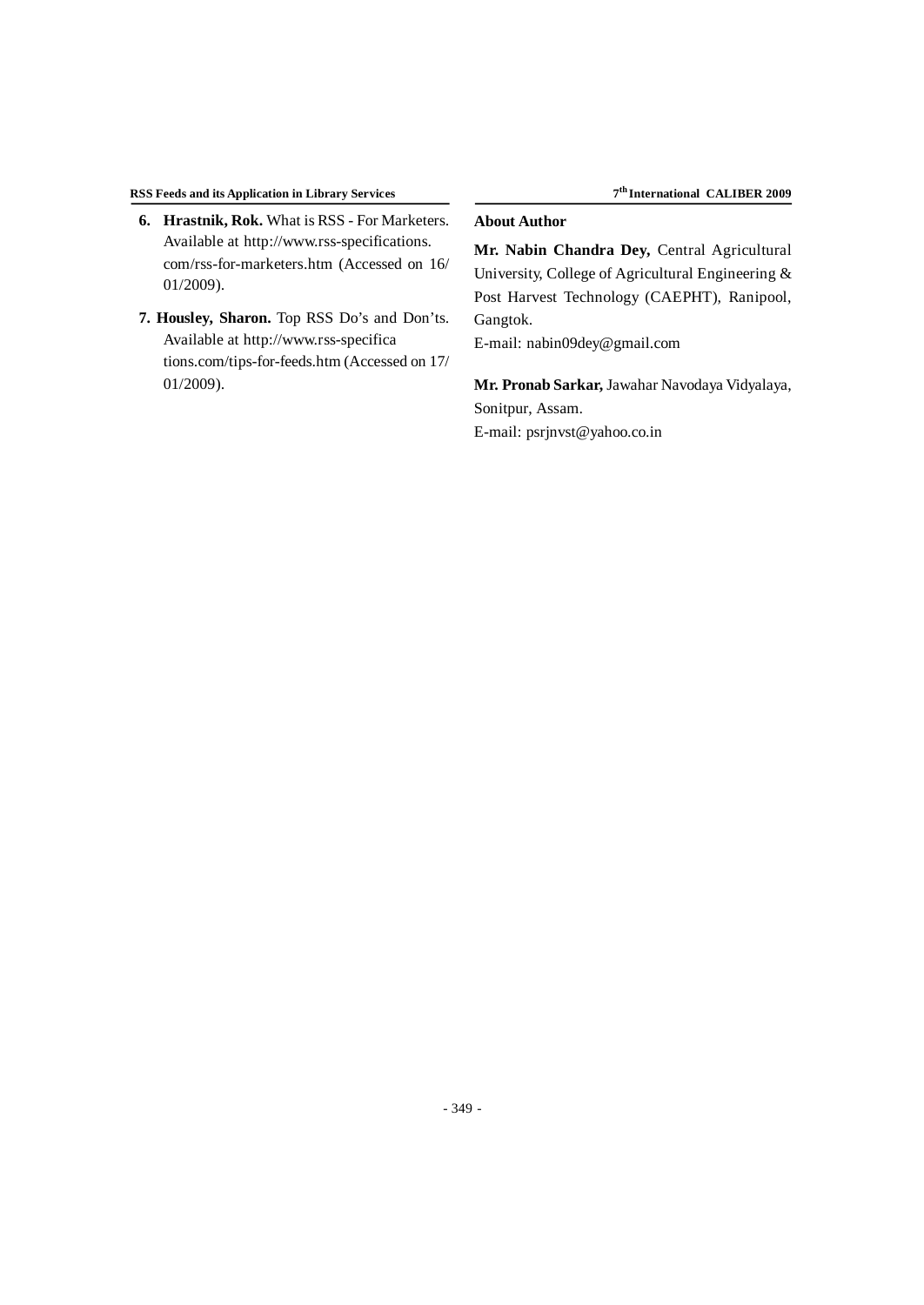6. **Hrastnik, Rok.** What is RSS - For Marketers. Available at http://www.rss-specifications.com/rss-for-marketers.htm (Accessed on 16/01/2009).

7. **Housley, Sharon.** Top RSS Do's and Don'ts. Available at http://www.rss-specifications.com/tips-for-feeds.htm (Accessed on 17/01/2009).

**About Author**

**Mr. Nabin Chandra Dey,** Central Agricultural University, College of Agricultural Engineering & Post Harvest Technology (CAEPHT), Ranipool, Gangtok.
E-mail: nabin09dey@gmail.com

**Mr. Pronab Sarkar,** Jawahar Navodaya Vidyalaya, Sonitpur, Assam.
E-mail: psrjnvst@yahoo.co.in